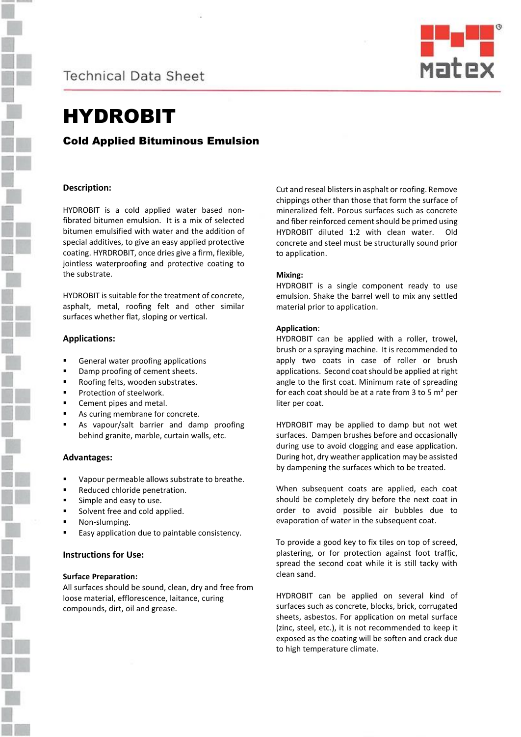Technical Data Sheet

# HYDROBIT

## Cold Applied Bituminous Emulsion

### Description:

HYDROBIT is a cold applied water based non-fibrated bitumen emulsion. It is a mix of selected bitumen emulsified with water and the addition of special additives, to give an easy applied protective coating. HYRDROBIT, once dries give a firm, flexible, jointless waterproofing and protective coating to the substrate.

HYDROBIT is suitable for the treatment of concrete, asphalt, metal, roofing felt and other similar surfaces whether flat, sloping or vertical.

### Applications:

- General water proofing applications
- Damp proofing of cement sheets.
- Roofing felts, wooden substrates.
- Protection of steelwork.
- Cement pipes and metal.
- As curing membrane for concrete.
- As vapour/salt barrier and damp proofing behind granite, marble, curtain walls, etc.

### Advantages:

- Vapour permeable allows substrate to breathe.
- Reduced chloride penetration.
- Simple and easy to use.
- Solvent free and cold applied.
- Non-slumping.
- Easy application due to paintable consistency.

### Instructions for Use:

**Surface Preparation:**
All surfaces should be sound, clean, dry and free from loose material, efflorescence, laitance, curing compounds, dirt, oil and grease.

Cut and reseal blisters in asphalt or roofing. Remove chippings other than those that form the surface of mineralized felt. Porous surfaces such as concrete and fiber reinforced cement should be primed using HYDROBIT diluted 1:2 with clean water. Old concrete and steel must be structurally sound prior to application.

**Mixing:**
HYDROBIT is a single component ready to use emulsion. Shake the barrel well to mix any settled material prior to application.

**Application**:
HYDROBIT can be applied with a roller, trowel, brush or a spraying machine. It is recommended to apply two coats in case of roller or brush applications. Second coat should be applied at right angle to the first coat. Minimum rate of spreading for each coat should be at a rate from 3 to 5 m² per liter per coat.

HYDROBIT may be applied to damp but not wet surfaces. Dampen brushes before and occasionally during use to avoid clogging and ease application. During hot, dry weather application may be assisted by dampening the surfaces which to be treated.

When subsequent coats are applied, each coat should be completely dry before the next coat in order to avoid possible air bubbles due to evaporation of water in the subsequent coat.

To provide a good key to fix tiles on top of screed, plastering, or for protection against foot traffic, spread the second coat while it is still tacky with clean sand.

HYDROBIT can be applied on several kind of surfaces such as concrete, blocks, brick, corrugated sheets, asbestos. For application on metal surface (zinc, steel, etc.), it is not recommended to keep it exposed as the coating will be soften and crack due to high temperature climate.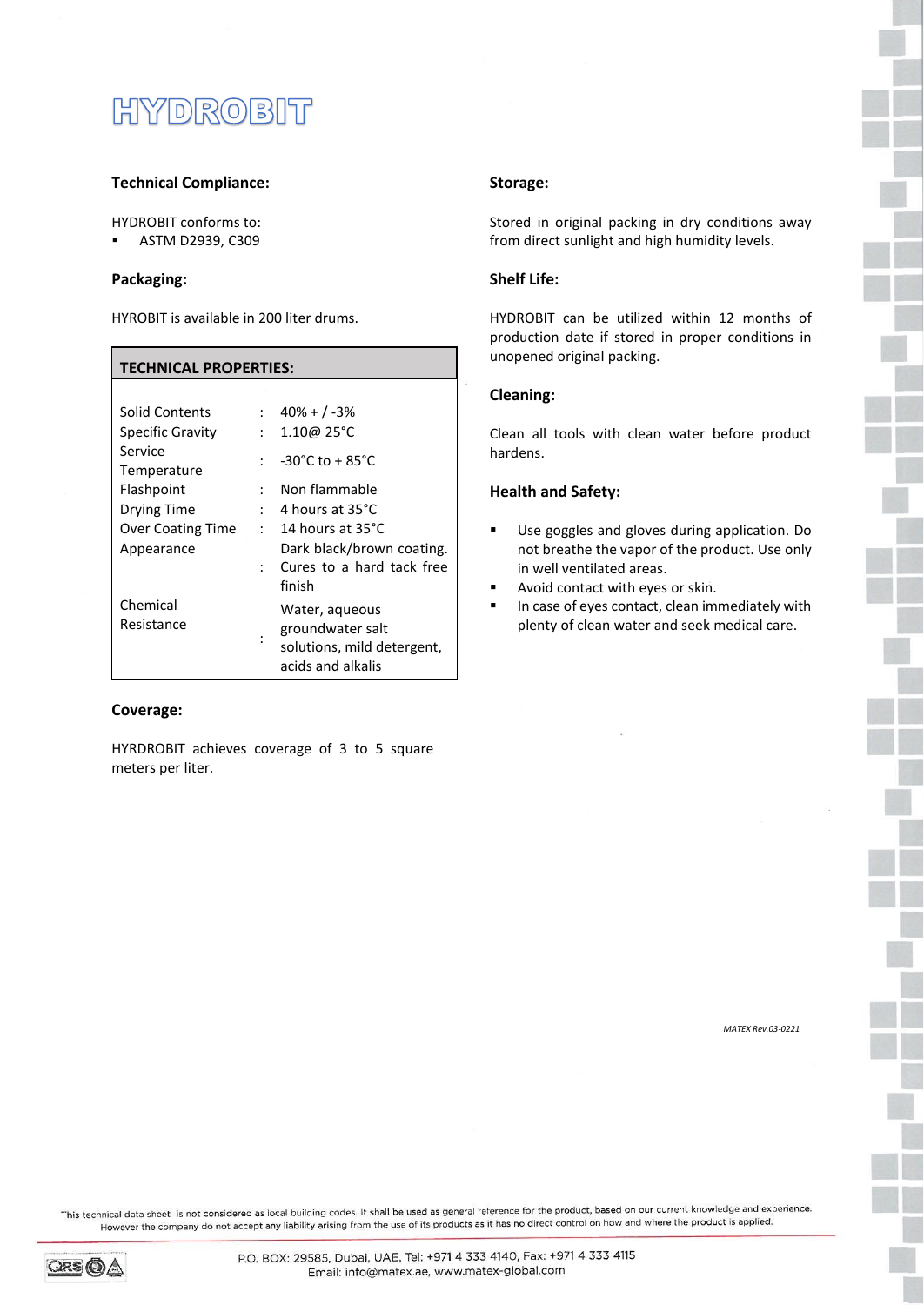# HYDROBIT

## Technical Compliance:

HYDROBIT conforms to:

- ASTM D2939, C309

## Packaging:

HYROBIT is available in 200 liter drums.

| TECHNICAL PROPERTIES: | | |
|---|---|---|
| Solid Contents | : | 40% + / -3% |
| Specific Gravity | : | 1.10@ 25°C |
| Service Temperature | : | -30°C to + 85°C |
| Flashpoint | : | Non flammable |
| Drying Time | : | 4 hours at 35°C |
| Over Coating Time | : | 14 hours at 35°C |
| Appearance | : | Dark black/brown coating. Cures to a hard tack free finish |
| Chemical Resistance | : | Water, aqueous groundwater salt solutions, mild detergent, acids and alkalis |

## Coverage:

HYRDROBIT achieves coverage of 3 to 5 square meters per liter.

## Storage:

Stored in original packing in dry conditions away from direct sunlight and high humidity levels.

## Shelf Life:

HYDROBIT can be utilized within 12 months of production date if stored in proper conditions in unopened original packing.

## Cleaning:

Clean all tools with clean water before product hardens.

## Health and Safety:

- Use goggles and gloves during application. Do not breathe the vapor of the product. Use only in well ventilated areas.
- Avoid contact with eyes or skin.
- In case of eyes contact, clean immediately with plenty of clean water and seek medical care.

*MATEX Rev.03-0221*

This technical data sheet is not considered as local building codes. It shall be used as general reference for the product, based on our current knowledge and experience. However the company do not accept any liability arising from the use of its products as it has no direct control on how and where the product is applied.

P.O. BOX: 29585, Dubai, UAE, Tel: +971 4 333 4140, Fax: +971 4 333 4115
Email: info@matex.ae, www.matex-global.com